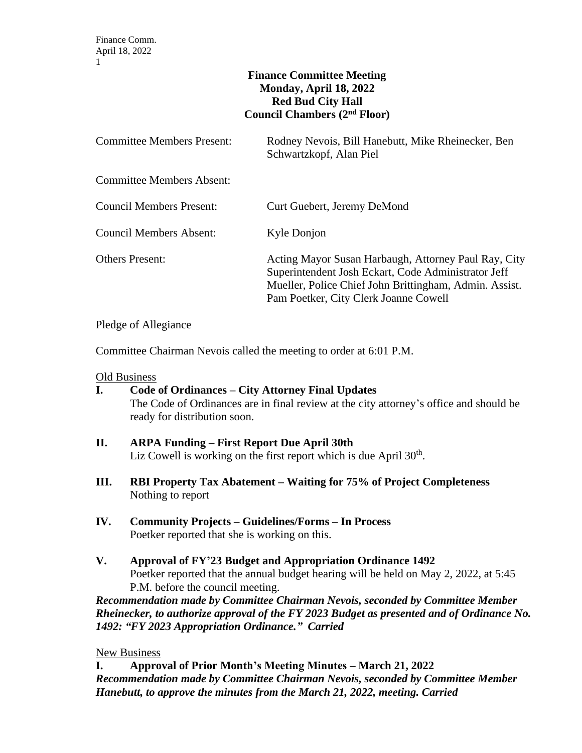# Finance Committee Meeting
## Monday, April 18, 2022
## Red Bud City Hall
## Council Chambers (2nd Floor)

| | |
|---|---|
| Committee Members Present: | Rodney Nevois, Bill Hanebutt, Mike Rheinecker, Ben Schwartzkopf, Alan Piel |
| Committee Members Absent: | |
| Council Members Present: | Curt Guebert, Jeremy DeMond |
| Council Members Absent: | Kyle Donjon |
| Others Present: | Acting Mayor Susan Harbaugh, Attorney Paul Ray, City Superintendent Josh Eckart, Code Administrator Jeff Mueller, Police Chief John Brittingham, Admin. Assist. Pam Poetker, City Clerk Joanne Cowell |

Pledge of Allegiance

Committee Chairman Nevois called the meeting to order at 6:01 P.M.

Old Business

**I. Code of Ordinances – City Attorney Final Updates**
The Code of Ordinances are in final review at the city attorney's office and should be ready for distribution soon.

**II. ARPA Funding – First Report Due April 30th**
Liz Cowell is working on the first report which is due April 30th.

**III. RBI Property Tax Abatement – Waiting for 75% of Project Completeness**
Nothing to report

**IV. Community Projects – Guidelines/Forms – In Process**
Poetker reported that she is working on this.

**V. Approval of FY'23 Budget and Appropriation Ordinance 1492**
Poetker reported that the annual budget hearing will be held on May 2, 2022, at 5:45 P.M. before the council meeting.

***Recommendation made by Committee Chairman Nevois, seconded by Committee Member Rheinecker, to authorize approval of the FY 2023 Budget as presented and of Ordinance No. 1492: "FY 2023 Appropriation Ordinance." Carried***

New Business

**I. Approval of Prior Month's Meeting Minutes – March 21, 2022**

***Recommendation made by Committee Chairman Nevois, seconded by Committee Member Hanebutt, to approve the minutes from the March 21, 2022, meeting. Carried***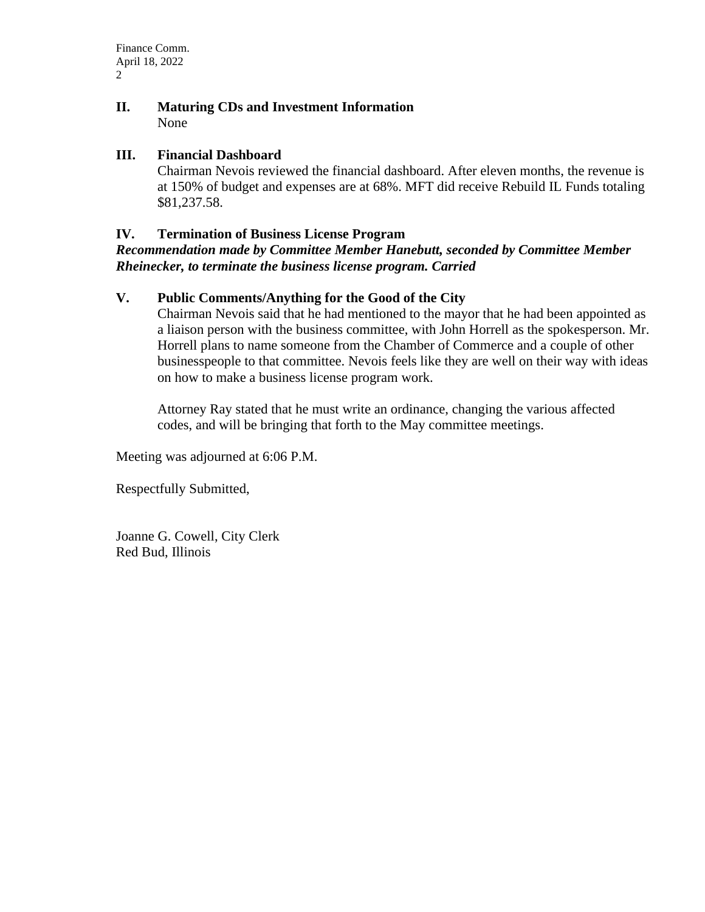## II. Maturing CDs and Investment Information

None

## III. Financial Dashboard

Chairman Nevois reviewed the financial dashboard. After eleven months, the revenue is at 150% of budget and expenses are at 68%. MFT did receive Rebuild IL Funds totaling $81,237.58.

## IV. Termination of Business License Program

***Recommendation made by Committee Member Hanebutt, seconded by Committee Member Rheinecker, to terminate the business license program. Carried***

## V. Public Comments/Anything for the Good of the City

Chairman Nevois said that he had mentioned to the mayor that he had been appointed as a liaison person with the business committee, with John Horrell as the spokesperson. Mr. Horrell plans to name someone from the Chamber of Commerce and a couple of other businesspeople to that committee. Nevois feels like they are well on their way with ideas on how to make a business license program work.

Attorney Ray stated that he must write an ordinance, changing the various affected codes, and will be bringing that forth to the May committee meetings.

Meeting was adjourned at 6:06 P.M.

Respectfully Submitted,

Joanne G. Cowell, City Clerk
Red Bud, Illinois